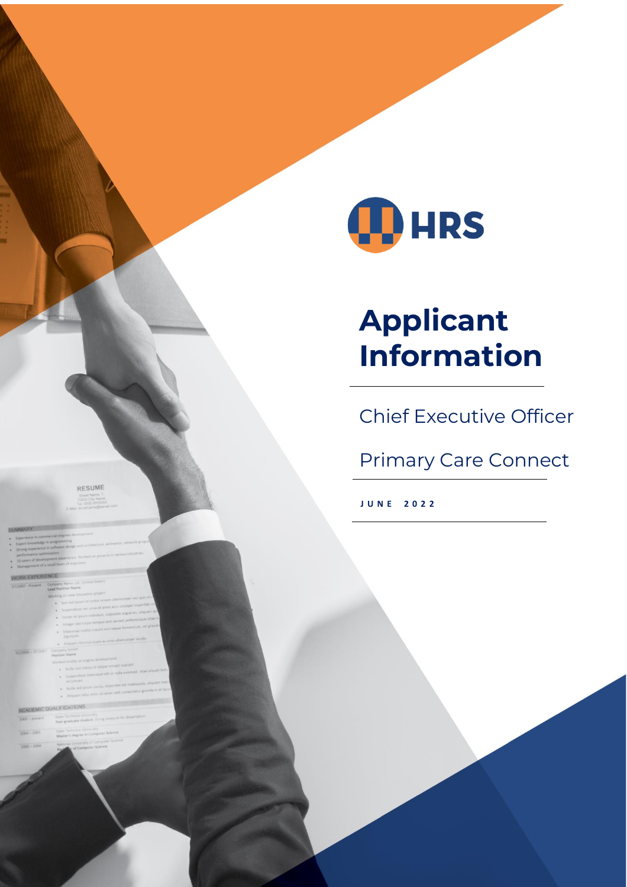HRS

# Applicant Information

Chief Executive Officer

Primary Care Connect

**JUNE 2022**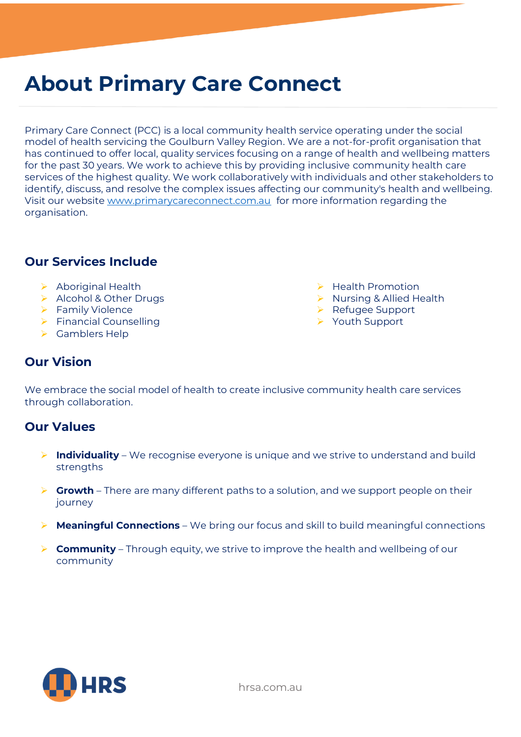# About Primary Care Connect

Primary Care Connect (PCC) is a local community health service operating under the social model of health servicing the Goulburn Valley Region. We are a not-for-profit organisation that has continued to offer local, quality services focusing on a range of health and wellbeing matters for the past 30 years. We work to achieve this by providing inclusive community health care services of the highest quality. We work collaboratively with individuals and other stakeholders to identify, discuss, and resolve the complex issues affecting our community's health and wellbeing. Visit our website [www.primarycareconnect.com.au](http://www.primarycareconnect.com.au) for more information regarding the organisation.

## Our Services Include

- Aboriginal Health
- Alcohol & Other Drugs
- Family Violence
- Financial Counselling
- Gamblers Help
- Health Promotion
- Nursing & Allied Health
- Refugee Support
- Youth Support

## Our Vision

We embrace the social model of health to create inclusive community health care services through collaboration.

## Our Values

- **Individuality** – We recognise everyone is unique and we strive to understand and build strengths
- **Growth** – There are many different paths to a solution, and we support people on their journey
- **Meaningful Connections** – We bring our focus and skill to build meaningful connections
- **Community** – Through equity, we strive to improve the health and wellbeing of our community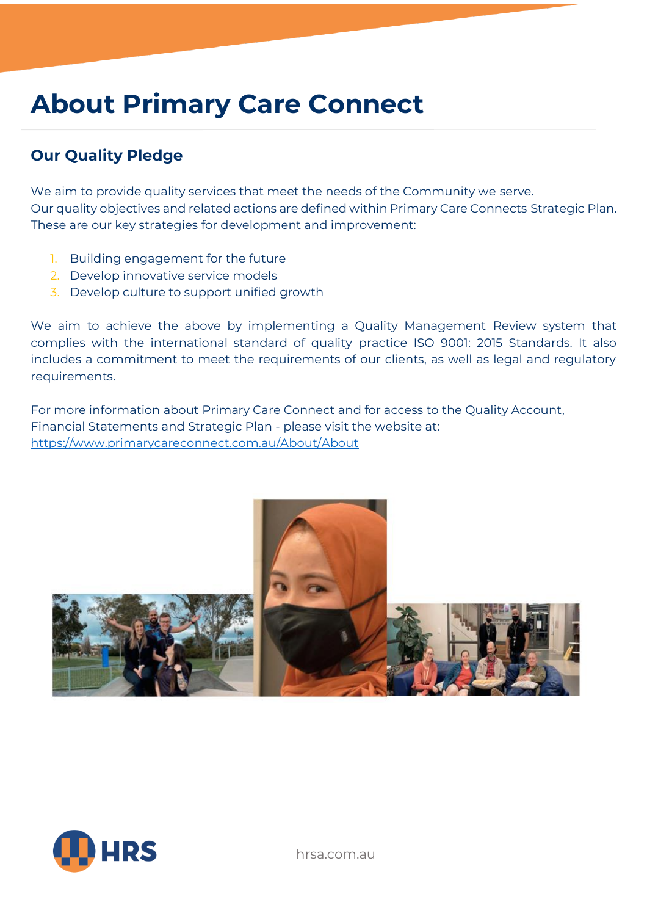# About Primary Care Connect

## Our Quality Pledge

We aim to provide quality services that meet the needs of the Community we serve.
Our quality objectives and related actions are defined within Primary Care Connects Strategic Plan. These are our key strategies for development and improvement:

1. Building engagement for the future
2. Develop innovative service models
3. Develop culture to support unified growth

We aim to achieve the above by implementing a Quality Management Review system that complies with the international standard of quality practice ISO 9001: 2015 Standards. It also includes a commitment to meet the requirements of our clients, as well as legal and regulatory requirements.

For more information about Primary Care Connect and for access to the Quality Account, Financial Statements and Strategic Plan - please visit the website at:
https://www.primarycareconnect.com.au/About/About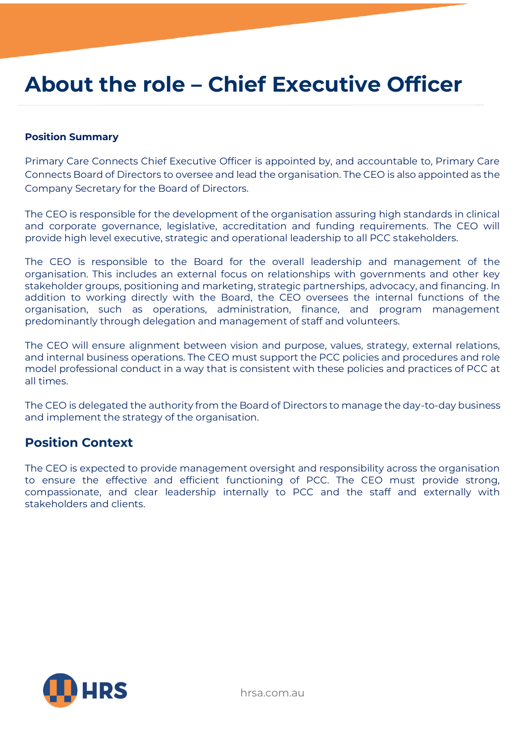# About the role – Chief Executive Officer

**Position Summary**

Primary Care Connects Chief Executive Officer is appointed by, and accountable to, Primary Care Connects Board of Directors to oversee and lead the organisation. The CEO is also appointed as the Company Secretary for the Board of Directors.

The CEO is responsible for the development of the organisation assuring high standards in clinical and corporate governance, legislative, accreditation and funding requirements. The CEO will provide high level executive, strategic and operational leadership to all PCC stakeholders.

The CEO is responsible to the Board for the overall leadership and management of the organisation. This includes an external focus on relationships with governments and other key stakeholder groups, positioning and marketing, strategic partnerships, advocacy, and financing. In addition to working directly with the Board, the CEO oversees the internal functions of the organisation, such as operations, administration, finance, and program management predominantly through delegation and management of staff and volunteers.

The CEO will ensure alignment between vision and purpose, values, strategy, external relations, and internal business operations. The CEO must support the PCC policies and procedures and role model professional conduct in a way that is consistent with these policies and practices of PCC at all times.

The CEO is delegated the authority from the Board of Directors to manage the day-to-day business and implement the strategy of the organisation.

## Position Context

The CEO is expected to provide management oversight and responsibility across the organisation to ensure the effective and efficient functioning of PCC. The CEO must provide strong, compassionate, and clear leadership internally to PCC and the staff and externally with stakeholders and clients.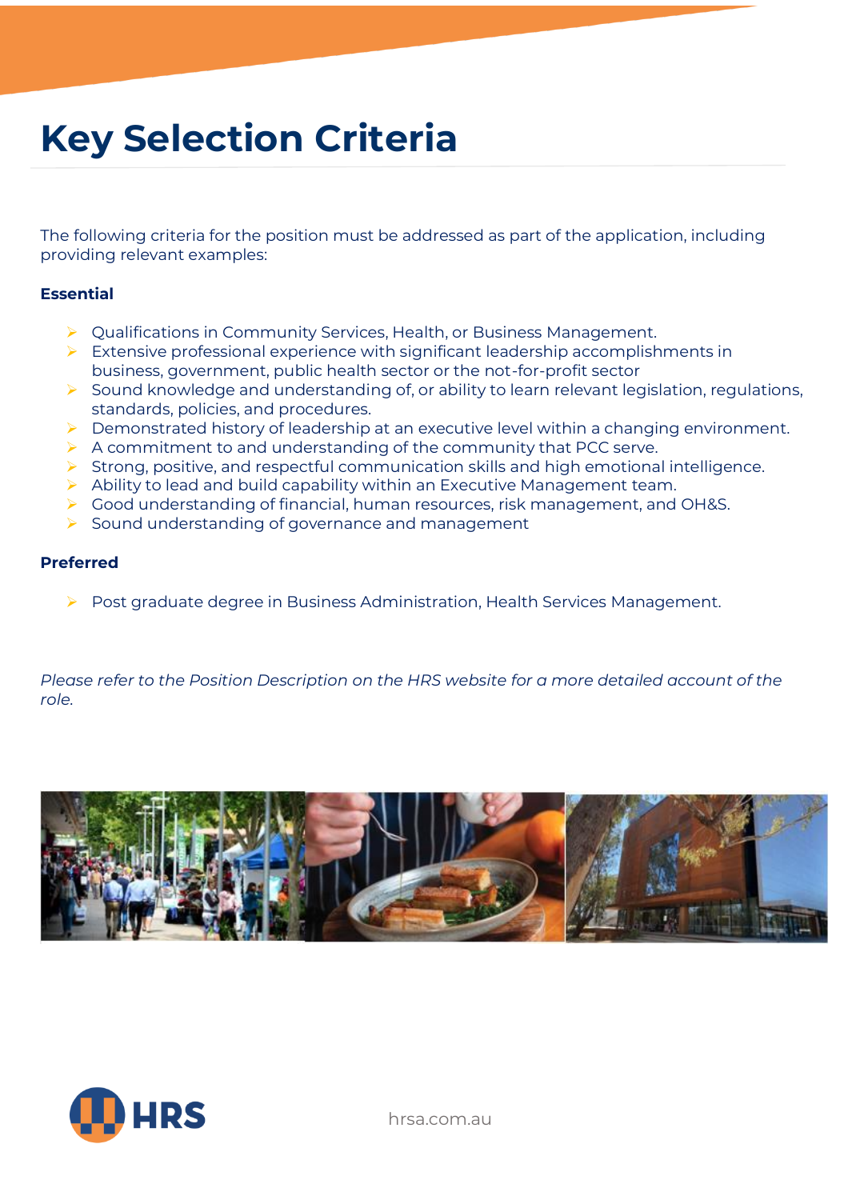# Key Selection Criteria

The following criteria for the position must be addressed as part of the application, including providing relevant examples:

**Essential**

- Qualifications in Community Services, Health, or Business Management.
- Extensive professional experience with significant leadership accomplishments in business, government, public health sector or the not-for-profit sector
- Sound knowledge and understanding of, or ability to learn relevant legislation, regulations, standards, policies, and procedures.
- Demonstrated history of leadership at an executive level within a changing environment.
- A commitment to and understanding of the community that PCC serve.
- Strong, positive, and respectful communication skills and high emotional intelligence.
- Ability to lead and build capability within an Executive Management team.
- Good understanding of financial, human resources, risk management, and OH&S.
- Sound understanding of governance and management

**Preferred**

- Post graduate degree in Business Administration, Health Services Management.

*Please refer to the Position Description on the HRS website for a more detailed account of the role.*

HRS

hrsa.com.au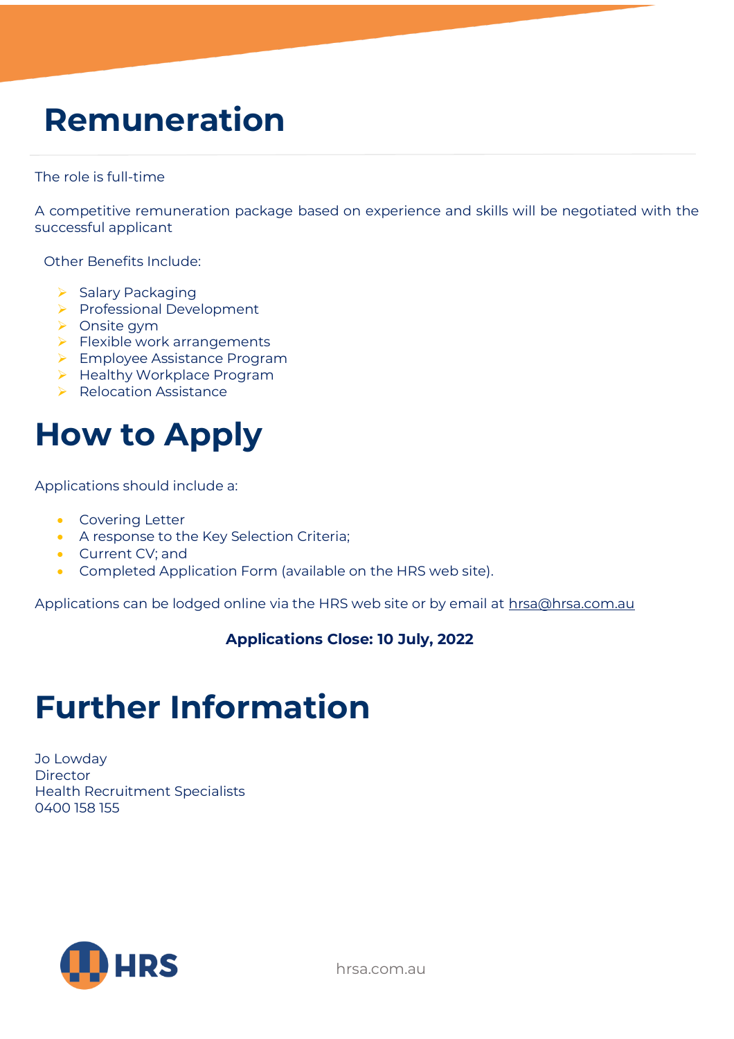# Remuneration

The role is full-time

A competitive remuneration package based on experience and skills will be negotiated with the successful applicant

Other Benefits Include:

- Salary Packaging
- Professional Development
- Onsite gym
- Flexible work arrangements
- Employee Assistance Program
- Healthy Workplace Program
- Relocation Assistance

# How to Apply

Applications should include a:

- Covering Letter
- A response to the Key Selection Criteria;
- Current CV; and
- Completed Application Form (available on the HRS web site).

Applications can be lodged online via the HRS web site or by email at hrsa@hrsa.com.au

**Applications Close: 10 July, 2022**

# Further Information

Jo Lowday
Director
Health Recruitment Specialists
0400 158 155

HRS

hrsa.com.au